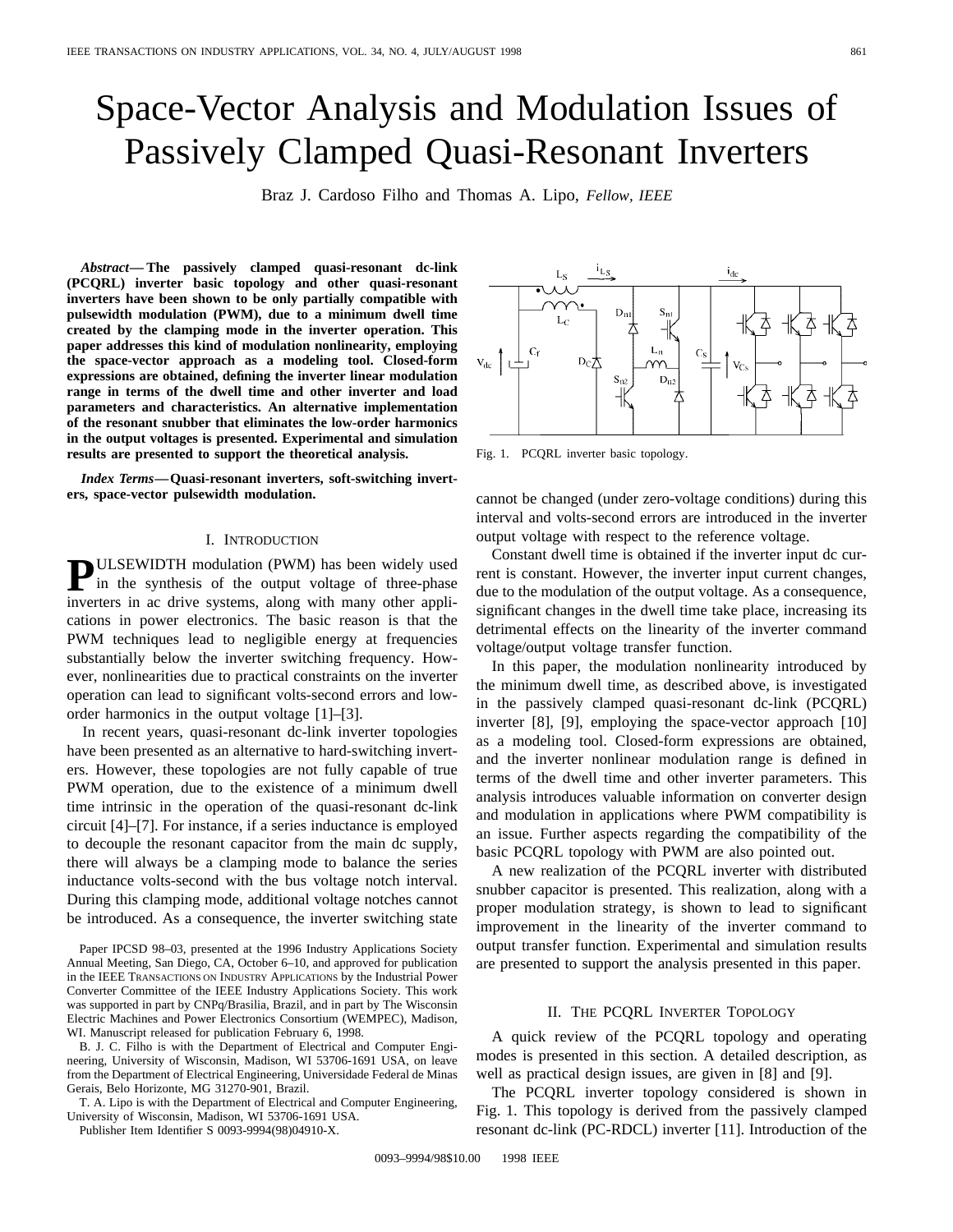# Space-Vector Analysis and Modulation Issues of Passively Clamped Quasi-Resonant Inverters

Braz J. Cardoso Filho and Thomas A. Lipo, *Fellow, IEEE*

***Abstract*—The passively clamped quasi-resonant dc-link (PCQRL) inverter basic topology and other quasi-resonant inverters have been shown to be only partially compatible with pulsewidth modulation (PWM), due to a minimum dwell time created by the clamping mode in the inverter operation. This paper addresses this kind of modulation nonlinearity, employing the space-vector approach as a modeling tool. Closed-form expressions are obtained, defining the inverter linear modulation range in terms of the dwell time and other inverter and load parameters and characteristics. An alternative implementation of the resonant snubber that eliminates the low-order harmonics in the output voltages is presented. Experimental and simulation results are presented to support the theoretical analysis.**

***Index Terms*—Quasi-resonant inverters, soft-switching inverters, space-vector pulsewidth modulation.**

## I. Introduction

Pulsewidth modulation (PWM) has been widely used in the synthesis of the output voltage of three-phase inverters in ac drive systems, along with many other applications in power electronics. The basic reason is that the PWM techniques lead to negligible energy at frequencies substantially below the inverter switching frequency. However, nonlinearities due to practical constraints on the inverter operation can lead to significant volts-second errors and low-order harmonics in the output voltage [1]–[3].

In recent years, quasi-resonant dc-link inverter topologies have been presented as an alternative to hard-switching inverters. However, these topologies are not fully capable of true PWM operation, due to the existence of a minimum dwell time intrinsic in the operation of the quasi-resonant dc-link circuit [4]–[7]. For instance, if a series inductance is employed to decouple the resonant capacitor from the main dc supply, there will always be a clamping mode to balance the series inductance volts-second with the bus voltage notch interval. During this clamping mode, additional voltage notches cannot be introduced. As a consequence, the inverter switching state cannot be changed (under zero-voltage conditions) during this interval and volts-second errors are introduced in the inverter output voltage with respect to the reference voltage.

Constant dwell time is obtained if the inverter input dc current is constant. However, the inverter input current changes, due to the modulation of the output voltage. As a consequence, significant changes in the dwell time take place, increasing its detrimental effects on the linearity of the inverter command voltage/output voltage transfer function.

In this paper, the modulation nonlinearity introduced by the minimum dwell time, as described above, is investigated in the passively clamped quasi-resonant dc-link (PCQRL) inverter [8], [9], employing the space-vector approach [10] as a modeling tool. Closed-form expressions are obtained, and the inverter nonlinear modulation range is defined in terms of the dwell time and other inverter parameters. This analysis introduces valuable information on converter design and modulation in applications where PWM compatibility is an issue. Further aspects regarding the compatibility of the basic PCQRL topology with PWM are also pointed out.

A new realization of the PCQRL inverter with distributed snubber capacitor is presented. This realization, along with a proper modulation strategy, is shown to lead to significant improvement in the linearity of the inverter command to output transfer function. Experimental and simulation results are presented to support the analysis presented in this paper.

Fig. 1. PCQRL inverter basic topology.

## II. The PCQRL Inverter Topology

A quick review of the PCQRL topology and operating modes is presented in this section. A detailed description, as well as practical design issues, are given in [8] and [9].

The PCQRL inverter topology considered is shown in Fig. 1. This topology is derived from the passively clamped resonant dc-link (PC-RDCL) inverter [11]. Introduction of the

---

Paper IPCSD 98–03, presented at the 1996 Industry Applications Society Annual Meeting, San Diego, CA, October 6–10, and approved for publication in the IEEE Transactions on Industry Applications by the Industrial Power Converter Committee of the IEEE Industry Applications Society. This work was supported in part by CNPq/Brasilia, Brazil, and in part by The Wisconsin Electric Machines and Power Electronics Consortium (WEMPEC), Madison, WI. Manuscript released for publication February 6, 1998.

B. J. C. Filho is with the Department of Electrical and Computer Engineering, University of Wisconsin, Madison, WI 53706-1691 USA, on leave from the Department of Electrical Engineering, Universidade Federal de Minas Gerais, Belo Horizonte, MG 31270-901, Brazil.

T. A. Lipo is with the Department of Electrical and Computer Engineering, University of Wisconsin, Madison, WI 53706-1691 USA.

Publisher Item Identifier S 0093-9994(98)04910-X.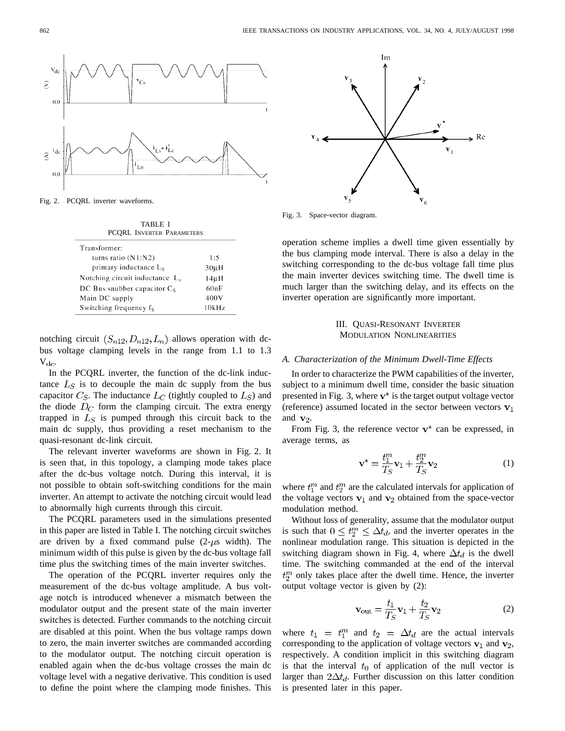Fig. 2. PCQRL inverter waveforms.

TABLE I
PCQRL INVERTER PARAMETERS

| Parameter | Value |
|---|---|
| Transformer: | |
| turns ratio (N1:N2) | 1:5 |
| primary inductance $L_S$ | 30μH |
| Notching circuit inductance $L_n$ | 14μH |
| DC Bus snubber capacitor $C_S$ | 60nF |
| Main DC supply | 400V |
| Switching frequency $f_S$ | 10kHz |

notching circuit $(S_{n12}, D_{n12}, L_n)$ allows operation with dc-bus voltage clamping levels in the range from 1.1 to 1.3 $V_{dc}$.

In the PCQRL inverter, the function of the dc-link inductance $L_S$ is to decouple the main dc supply from the bus capacitor $C_S$. The inductance $L_C$ (tightly coupled to $L_S$) and the diode $D_C$ form the clamping circuit. The extra energy trapped in $L_S$ is pumped through this circuit back to the main dc supply, thus providing a reset mechanism to the quasi-resonant dc-link circuit.

The relevant inverter waveforms are shown in Fig. 2. It is seen that, in this topology, a clamping mode takes place after the dc-bus voltage notch. During this interval, it is not possible to obtain soft-switching conditions for the main inverter. An attempt to activate the notching circuit would lead to abnormally high currents through this circuit.

The PCQRL parameters used in the simulations presented in this paper are listed in Table I. The notching circuit switches are driven by a fixed command pulse (2-μs width). The minimum width of this pulse is given by the dc-bus voltage fall time plus the switching times of the main inverter switches.

The operation of the PCQRL inverter requires only the measurement of the dc-bus voltage amplitude. A bus voltage notch is introduced whenever a mismatch between the modulator output and the present state of the main inverter switches is detected. Further commands to the notching circuit are disabled at this point. When the bus voltage ramps down to zero, the main inverter switches are commanded according to the modulator output. The notching circuit operation is enabled again when the dc-bus voltage crosses the main dc voltage level with a negative derivative. This condition is used to define the point where the clamping mode finishes. This operation scheme implies a dwell time given essentially by the bus clamping mode interval. There is also a delay in the switching corresponding to the dc-bus voltage fall time plus the main inverter devices switching time. The dwell time is much larger than the switching delay, and its effects on the inverter operation are significantly more important.

Fig. 3. Space-vector diagram.

## III. Quasi-Resonant Inverter Modulation Nonlinearities

### *A. Characterization of the Minimum Dwell-Time Effects*

In order to characterize the PWM capabilities of the inverter, subject to a minimum dwell time, consider the basic situation presented in Fig. 3, where $\mathbf{v}^*$ is the target output voltage vector (reference) assumed located in the sector between vectors $\mathbf{v}_1$ and $\mathbf{v}_2$.

From Fig. 3, the reference vector $\mathbf{v}^*$ can be expressed, in average terms, as

$$\mathbf{v}^* = \frac{t_1^m}{T_S}\mathbf{v}_1 + \frac{t_2^m}{T_S}\mathbf{v}_2 \tag{1}$$

where $t_1^m$ and $t_2^m$ are the calculated intervals for application of the voltage vectors $\mathbf{v}_1$ and $\mathbf{v}_2$ obtained from the space-vector modulation method.

Without loss of generality, assume that the modulator output is such that $0 \leq t_2^m \leq \Delta t_d$, and the inverter operates in the nonlinear modulation range. This situation is depicted in the switching diagram shown in Fig. 4, where $\Delta t_d$ is the dwell time. The switching commanded at the end of the interval $t_2^m$ only takes place after the dwell time. Hence, the inverter output voltage vector is given by (2):

$$\mathbf{v}_{\text{out}} = \frac{t_1}{T_S}\mathbf{v}_1 + \frac{t_2}{T_S}\mathbf{v}_2 \tag{2}$$

where $t_1 = t_1^m$ and $t_2 = \Delta t_d$ are the actual intervals corresponding to the application of voltage vectors $\mathbf{v}_1$ and $\mathbf{v}_2$, respectively. A condition implicit in this switching diagram is that the interval $t_0$ of application of the null vector is larger than $2\Delta t_d$. Further discussion on this latter condition is presented later in this paper.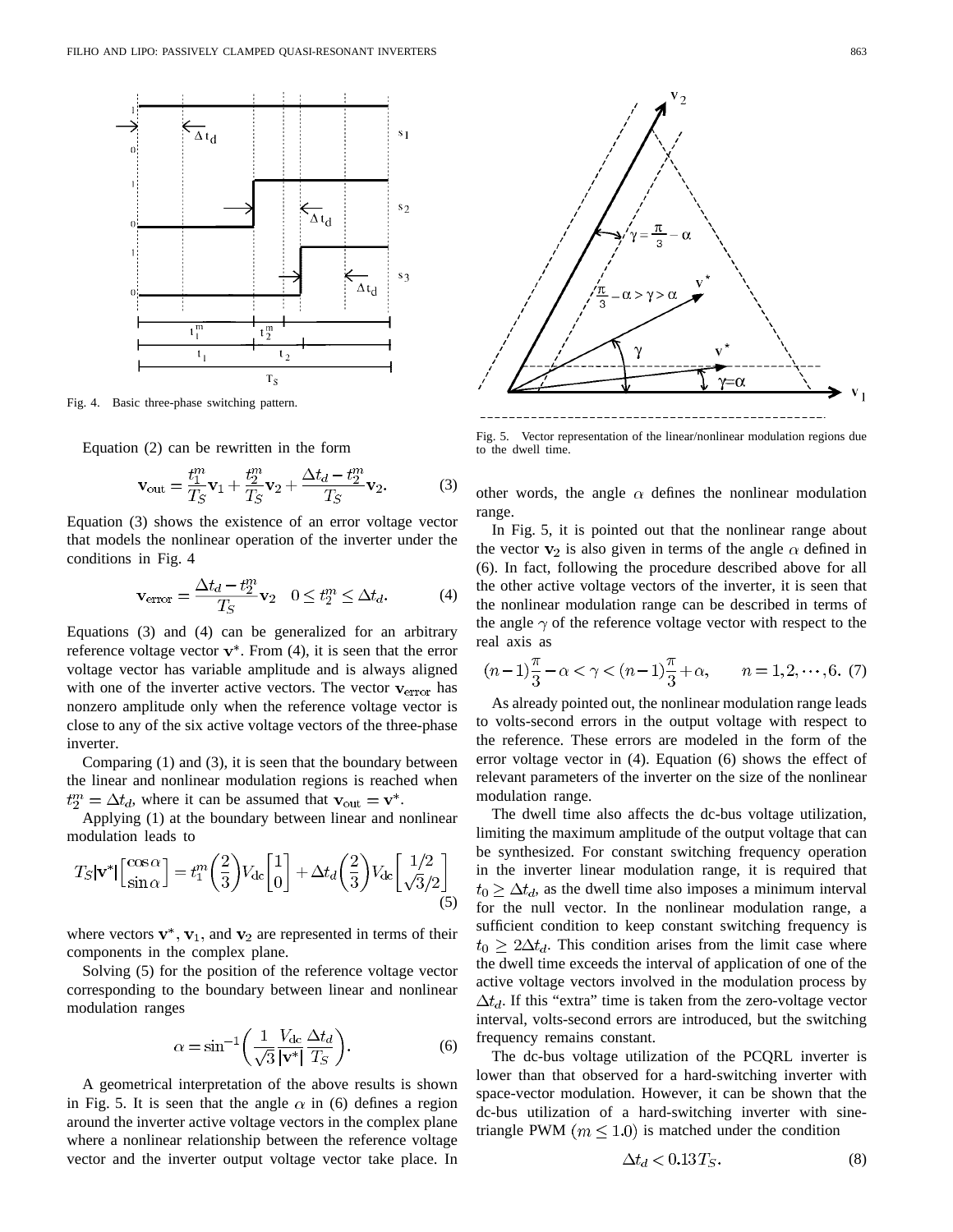Fig. 4. Basic three-phase switching pattern.

Equation (2) can be rewritten in the form

$$\mathbf{v}_{\text{out}} = \frac{t_1^m}{T_S}\mathbf{v}_1 + \frac{t_2^m}{T_S}\mathbf{v}_2 + \frac{\Delta t_d - t_2^m}{T_S}\mathbf{v}_2. \tag{3}$$

Equation (3) shows the existence of an error voltage vector that models the nonlinear operation of the inverter under the conditions in Fig. 4

$$\mathbf{v}_{\text{error}} = \frac{\Delta t_d - t_2^m}{T_S}\mathbf{v}_2 \quad 0 \le t_2^m \le \Delta t_d. \tag{4}$$

Equations (3) and (4) can be generalized for an arbitrary reference voltage vector $\mathbf{v}^*$. From (4), it is seen that the error voltage vector has variable amplitude and is always aligned with one of the inverter active vectors. The vector $\mathbf{v}_{\text{error}}$ has nonzero amplitude only when the reference voltage vector is close to any of the six active voltage vectors of the three-phase inverter.

Comparing (1) and (3), it is seen that the boundary between the linear and nonlinear modulation regions is reached when $t_2^m = \Delta t_d$, where it can be assumed that $\mathbf{v}_{\text{out}} = \mathbf{v}^*$.

Applying (1) at the boundary between linear and nonlinear modulation leads to

$$T_S|\mathbf{v}^*|\begin{bmatrix}\cos\alpha \\ \sin\alpha\end{bmatrix} = t_1^m\left(\frac{2}{3}\right)V_{\text{dc}}\begin{bmatrix}1 \\ 0\end{bmatrix} + \Delta t_d\left(\frac{2}{3}\right)V_{\text{dc}}\begin{bmatrix}1/2 \\ \sqrt{3}/2\end{bmatrix} \tag{5}$$

where vectors $\mathbf{v}^*$, $\mathbf{v}_1$, and $\mathbf{v}_2$ are represented in terms of their components in the complex plane.

Solving (5) for the position of the reference voltage vector corresponding to the boundary between linear and nonlinear modulation ranges

$$\alpha = \sin^{-1}\left(\frac{1}{\sqrt{3}}\frac{V_{\text{dc}}}{|\mathbf{v}^*|}\frac{\Delta t_d}{T_S}\right). \tag{6}$$

A geometrical interpretation of the above results is shown in Fig. 5. It is seen that the angle $\alpha$ in (6) defines a region around the inverter active voltage vectors in the complex plane where a nonlinear relationship between the reference voltage vector and the inverter output voltage vector take place. In other words, the angle $\alpha$ defines the nonlinear modulation range.

Fig. 5. Vector representation of the linear/nonlinear modulation regions due to the dwell time.

In Fig. 5, it is pointed out that the nonlinear range about the vector $\mathbf{v}_2$ is also given in terms of the angle $\alpha$ defined in (6). In fact, following the procedure described above for all the other active voltage vectors of the inverter, it is seen that the nonlinear modulation range can be described in terms of the angle $\gamma$ of the reference voltage vector with respect to the real axis as

$$(n-1)\frac{\pi}{3} - \alpha < \gamma < (n-1)\frac{\pi}{3} + \alpha, \qquad n = 1, 2, \cdots, 6. \tag{7}$$

As already pointed out, the nonlinear modulation range leads to volts-second errors in the output voltage with respect to the reference. These errors are modeled in the form of the error voltage vector in (4). Equation (6) shows the effect of relevant parameters of the inverter on the size of the nonlinear modulation range.

The dwell time also affects the dc-bus voltage utilization, limiting the maximum amplitude of the output voltage that can be synthesized. For constant switching frequency operation in the inverter linear modulation range, it is required that $t_0 \ge \Delta t_d$, as the dwell time also imposes a minimum interval for the null vector. In the nonlinear modulation range, a sufficient condition to keep constant switching frequency is $t_0 \ge 2\Delta t_d$. This condition arises from the limit case where the dwell time exceeds the interval of application of one of the active voltage vectors involved in the modulation process by $\Delta t_d$. If this "extra" time is taken from the zero-voltage vector interval, volts-second errors are introduced, but the switching frequency remains constant.

The dc-bus voltage utilization of the PCQRL inverter is lower than that observed for a hard-switching inverter with space-vector modulation. However, it can be shown that the dc-bus utilization of a hard-switching inverter with sine-triangle PWM $(m \le 1.0)$ is matched under the condition

$$\Delta t_d < 0.13 T_S. \tag{8}$$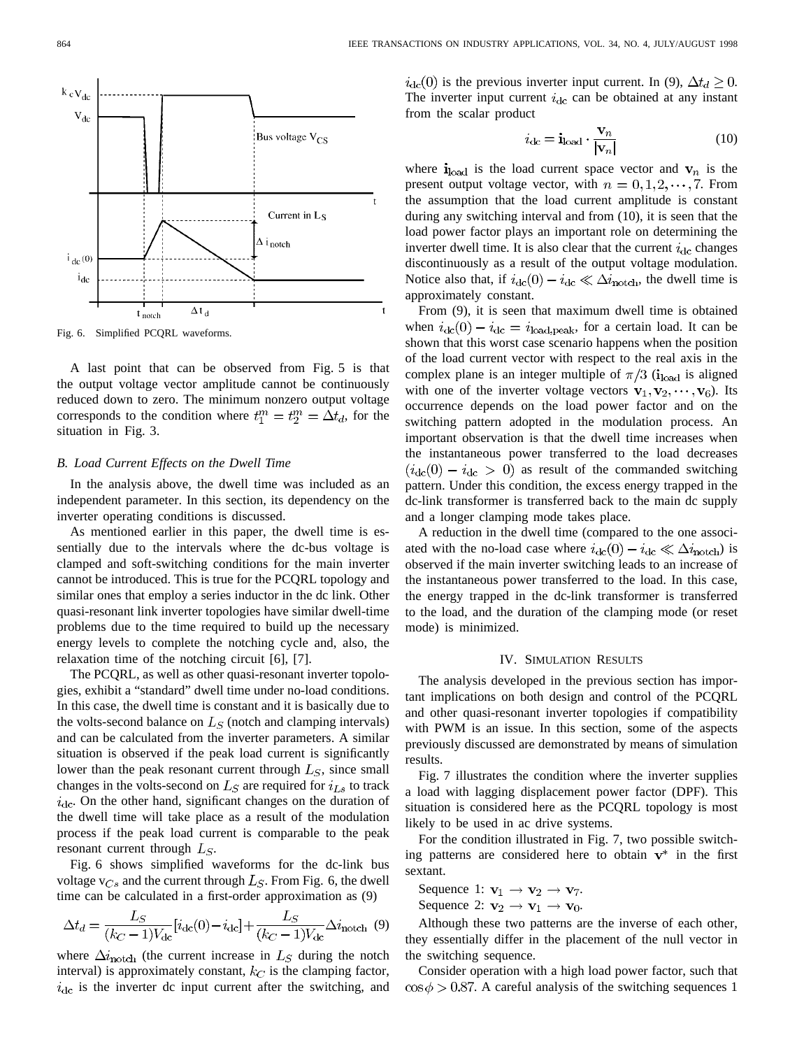Fig. 6. Simplified PCQRL waveforms.

A last point that can be observed from Fig. 5 is that the output voltage vector amplitude cannot be continuously reduced down to zero. The minimum nonzero output voltage corresponds to the condition where $t_1^m = t_2^m = \Delta t_d$, for the situation in Fig. 3.

### B. Load Current Effects on the Dwell Time

In the analysis above, the dwell time was included as an independent parameter. In this section, its dependency on the inverter operating conditions is discussed.

As mentioned earlier in this paper, the dwell time is essentially due to the intervals where the dc-bus voltage is clamped and soft-switching conditions for the main inverter cannot be introduced. This is true for the PCQRL topology and similar ones that employ a series inductor in the dc link. Other quasi-resonant link inverter topologies have similar dwell-time problems due to the time required to build up the necessary energy levels to complete the notching cycle and, also, the relaxation time of the notching circuit [6], [7].

The PCQRL, as well as other quasi-resonant inverter topologies, exhibit a "standard" dwell time under no-load conditions. In this case, the dwell time is constant and it is basically due to the volts-second balance on $L_S$ (notch and clamping intervals) and can be calculated from the inverter parameters. A similar situation is observed if the peak load current is significantly lower than the peak resonant current through $L_S$, since small changes in the volts-second on $L_S$ are required for $i_{Ls}$ to track $i_{\text{dc}}$. On the other hand, significant changes on the duration of the dwell time will take place as a result of the modulation process if the peak load current is comparable to the peak resonant current through $L_S$.

Fig. 6 shows simplified waveforms for the dc-link bus voltage $v_{Cs}$ and the current through $L_S$. From Fig. 6, the dwell time can be calculated in a first-order approximation as (9)

$$\Delta t_d = \frac{L_S}{(k_C - 1)V_{\text{dc}}}[i_{\text{dc}}(0) - i_{\text{dc}}] + \frac{L_S}{(k_C - 1)V_{\text{dc}}}\Delta i_{\text{notch}} \quad (9)$$

where $\Delta i_{\text{notch}}$ (the current increase in $L_S$ during the notch interval) is approximately constant, $k_C$ is the clamping factor, $i_{\text{dc}}$ is the inverter dc input current after the switching, and $i_{\text{dc}}(0)$ is the previous inverter input current. In (9), $\Delta t_d \geq 0$. The inverter input current $i_{\text{dc}}$ can be obtained at any instant from the scalar product

$$i_{\text{dc}} = \mathbf{i}_{\text{load}} \cdot \frac{\mathbf{v}_n}{|\mathbf{v}_n|} \quad (10)$$

where $\mathbf{i}_{\text{load}}$ is the load current space vector and $\mathbf{v}_n$ is the present output voltage vector, with $n = 0, 1, 2, \cdots, 7$. From the assumption that the load current amplitude is constant during any switching interval and from (10), it is seen that the load power factor plays an important role on determining the inverter dwell time. It is also clear that the current $i_{\text{dc}}$ changes discontinuously as a result of the output voltage modulation. Notice also that, if $i_{\text{dc}}(0) - i_{\text{dc}} \ll \Delta i_{\text{notch}}$, the dwell time is approximately constant.

From (9), it is seen that maximum dwell time is obtained when $i_{\text{dc}}(0) - i_{\text{dc}} = i_{\text{load,peak}}$, for a certain load. It can be shown that this worst case scenario happens when the position of the load current vector with respect to the real axis in the complex plane is an integer multiple of $\pi/3$ ($\mathbf{i}_{\text{load}}$ is aligned with one of the inverter voltage vectors $\mathbf{v}_1, \mathbf{v}_2, \cdots, \mathbf{v}_6$). Its occurrence depends on the load power factor and on the switching pattern adopted in the modulation process. An important observation is that the dwell time increases when the instantaneous power transferred to the load decreases $(i_{\text{dc}}(0) - i_{\text{dc}} > 0)$ as result of the commanded switching pattern. Under this condition, the excess energy trapped in the dc-link transformer is transferred back to the main dc supply and a longer clamping mode takes place.

A reduction in the dwell time (compared to the one associated with the no-load case where $i_{\text{dc}}(0) - i_{\text{dc}} \ll \Delta i_{\text{notch}}$) is observed if the main inverter switching leads to an increase of the instantaneous power transferred to the load. In this case, the energy trapped in the dc-link transformer is transferred to the load, and the duration of the clamping mode (or reset mode) is minimized.

## IV. Simulation Results

The analysis developed in the previous section has important implications on both design and control of the PCQRL and other quasi-resonant inverter topologies if compatibility with PWM is an issue. In this section, some of the aspects previously discussed are demonstrated by means of simulation results.

Fig. 7 illustrates the condition where the inverter supplies a load with lagging displacement power factor (DPF). This situation is considered here as the PCQRL topology is most likely to be used in ac drive systems.

For the condition illustrated in Fig. 7, two possible switching patterns are considered here to obtain $\mathbf{v}^*$ in the first sextant.

Sequence 1: $\mathbf{v}_1 \rightarrow \mathbf{v}_2 \rightarrow \mathbf{v}_7$.

Sequence 2: $\mathbf{v}_2 \rightarrow \mathbf{v}_1 \rightarrow \mathbf{v}_0$.

Although these two patterns are the inverse of each other, they essentially differ in the placement of the null vector in the switching sequence.

Consider operation with a high load power factor, such that $\cos\phi > 0.87$. A careful analysis of the switching sequences 1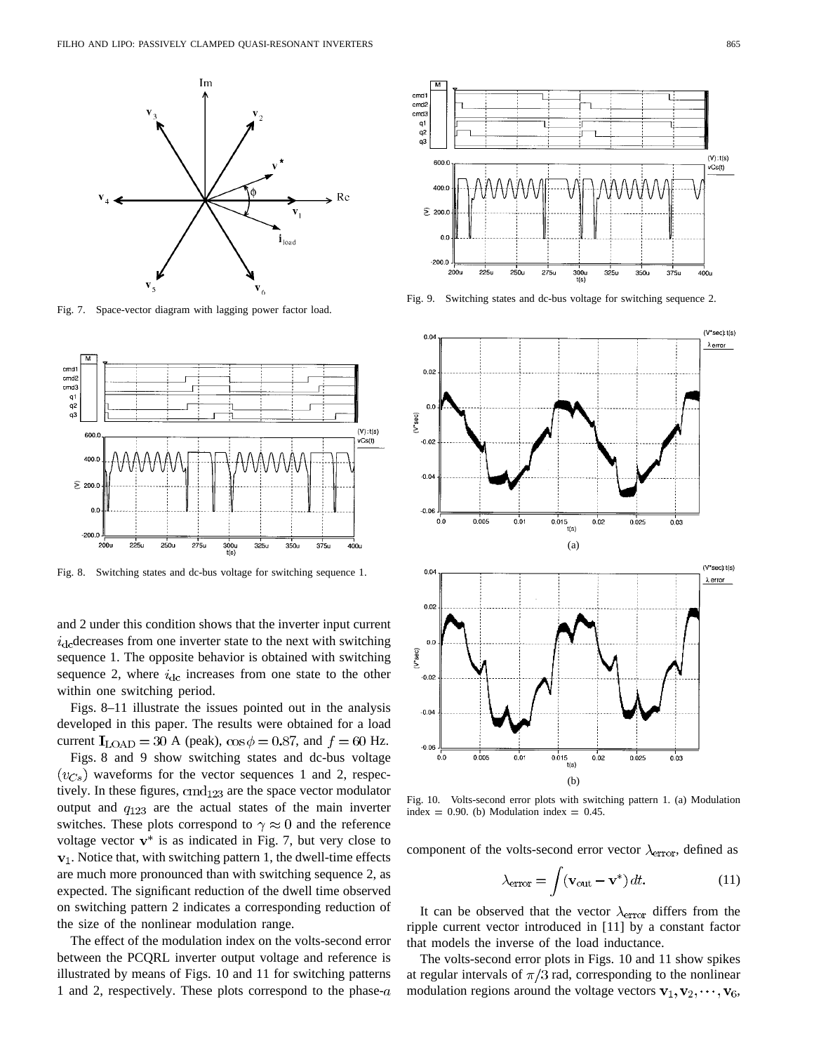Fig. 7. Space-vector diagram with lagging power factor load.

Fig. 8. Switching states and dc-bus voltage for switching sequence 1.

Fig. 9. Switching states and dc-bus voltage for switching sequence 2.

Fig. 10. Volts-second error plots with switching pattern 1. (a) Modulation index = 0.90. (b) Modulation index = 0.45.

and 2 under this condition shows that the inverter input current $i_{\rm dc}$ decreases from one inverter state to the next with switching sequence 1. The opposite behavior is obtained with switching sequence 2, where $i_{\rm dc}$ increases from one state to the other within one switching period.

Figs. 8–11 illustrate the issues pointed out in the analysis developed in this paper. The results were obtained for a load current $\mathbf{I}_{\rm LOAD} = 30$ A (peak), $\cos\phi = 0.87$, and $f = 60$ Hz.

Figs. 8 and 9 show switching states and dc-bus voltage ($v_{Cs}$) waveforms for the vector sequences 1 and 2, respectively. In these figures, $\mathrm{cmd}_{123}$ are the space vector modulator output and $q_{123}$ are the actual states of the main inverter switches. These plots correspond to $\gamma \approx 0$ and the reference voltage vector $\mathbf{v}^*$ is as indicated in Fig. 7, but very close to $\mathbf{v}_1$. Notice that, with switching pattern 1, the dwell-time effects are much more pronounced than with switching sequence 2, as expected. The significant reduction of the dwell time observed on switching pattern 2 indicates a corresponding reduction of the size of the nonlinear modulation range.

The effect of the modulation index on the volts-second error between the PCQRL inverter output voltage and reference is illustrated by means of Figs. 10 and 11 for switching patterns 1 and 2, respectively. These plots correspond to the phase-$a$ component of the volts-second error vector $\lambda_{\rm error}$, defined as

$$\lambda_{\rm error} = \int (\mathbf{v}_{\rm out} - \mathbf{v}^*)\, dt. \tag{11}$$

It can be observed that the vector $\lambda_{\rm error}$ differs from the ripple current vector introduced in [11] by a constant factor that models the inverse of the load inductance.

The volts-second error plots in Figs. 10 and 11 show spikes at regular intervals of $\pi/3$ rad, corresponding to the nonlinear modulation regions around the voltage vectors $\mathbf{v}_1, \mathbf{v}_2, \cdots, \mathbf{v}_6$,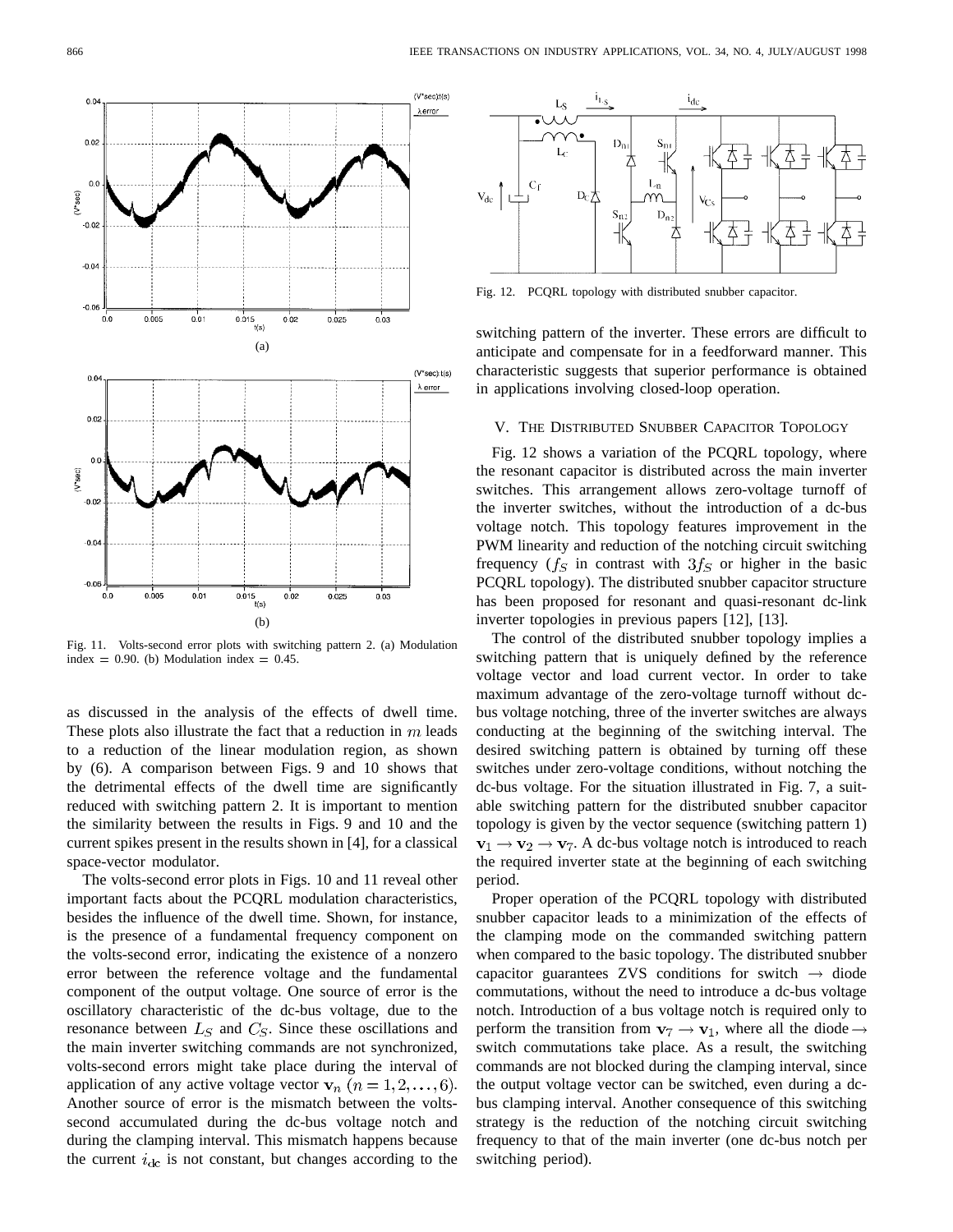Fig. 11. Volts-second error plots with switching pattern 2. (a) Modulation index = 0.90. (b) Modulation index = 0.45.

as discussed in the analysis of the effects of dwell time. These plots also illustrate the fact that a reduction in $m$ leads to a reduction of the linear modulation region, as shown by (6). A comparison between Figs. 9 and 10 shows that the detrimental effects of the dwell time are significantly reduced with switching pattern 2. It is important to mention the similarity between the results in Figs. 9 and 10 and the current spikes present in the results shown in [4], for a classical space-vector modulator.

The volts-second error plots in Figs. 10 and 11 reveal other important facts about the PCQRL modulation characteristics, besides the influence of the dwell time. Shown, for instance, is the presence of a fundamental frequency component on the volts-second error, indicating the existence of a nonzero error between the reference voltage and the fundamental component of the output voltage. One source of error is the oscillatory characteristic of the dc-bus voltage, due to the resonance between $L_S$ and $C_S$. Since these oscillations and the main inverter switching commands are not synchronized, volts-second errors might take place during the interval of application of any active voltage vector $\mathbf{v}_n$ $(n = 1, 2, \ldots, 6)$. Another source of error is the mismatch between the volts-second accumulated during the dc-bus voltage notch and during the clamping interval. This mismatch happens because the current $i_{dc}$ is not constant, but changes according to the switching pattern of the inverter. These errors are difficult to anticipate and compensate for in a feedforward manner. This characteristic suggests that superior performance is obtained in applications involving closed-loop operation.

Fig. 12. PCQRL topology with distributed snubber capacitor.

## V. The Distributed Snubber Capacitor Topology

Fig. 12 shows a variation of the PCQRL topology, where the resonant capacitor is distributed across the main inverter switches. This arrangement allows zero-voltage turnoff of the inverter switches, without the introduction of a dc-bus voltage notch. This topology features improvement in the PWM linearity and reduction of the notching circuit switching frequency ($f_S$ in contrast with $3f_S$ or higher in the basic PCQRL topology). The distributed snubber capacitor structure has been proposed for resonant and quasi-resonant dc-link inverter topologies in previous papers [12], [13].

The control of the distributed snubber topology implies a switching pattern that is uniquely defined by the reference voltage vector and load current vector. In order to take maximum advantage of the zero-voltage turnoff without dc-bus voltage notching, three of the inverter switches are always conducting at the beginning of the switching interval. The desired switching pattern is obtained by turning off these switches under zero-voltage conditions, without notching the dc-bus voltage. For the situation illustrated in Fig. 7, a suitable switching pattern for the distributed snubber capacitor topology is given by the vector sequence (switching pattern 1) $\mathbf{v}_1 \rightarrow \mathbf{v}_2 \rightarrow \mathbf{v}_7$. A dc-bus voltage notch is introduced to reach the required inverter state at the beginning of each switching period.

Proper operation of the PCQRL topology with distributed snubber capacitor leads to a minimization of the effects of the clamping mode on the commanded switching pattern when compared to the basic topology. The distributed snubber capacitor guarantees ZVS conditions for switch $\rightarrow$ diode commutations, without the need to introduce a dc-bus voltage notch. Introduction of a bus voltage notch is required only to perform the transition from $\mathbf{v}_7 \rightarrow \mathbf{v}_1$, where all the diode $\rightarrow$ switch commutations take place. As a result, the switching commands are not blocked during the clamping interval, since the output voltage vector can be switched, even during a dc-bus clamping interval. Another consequence of this switching strategy is the reduction of the notching circuit switching frequency to that of the main inverter (one dc-bus notch per switching period).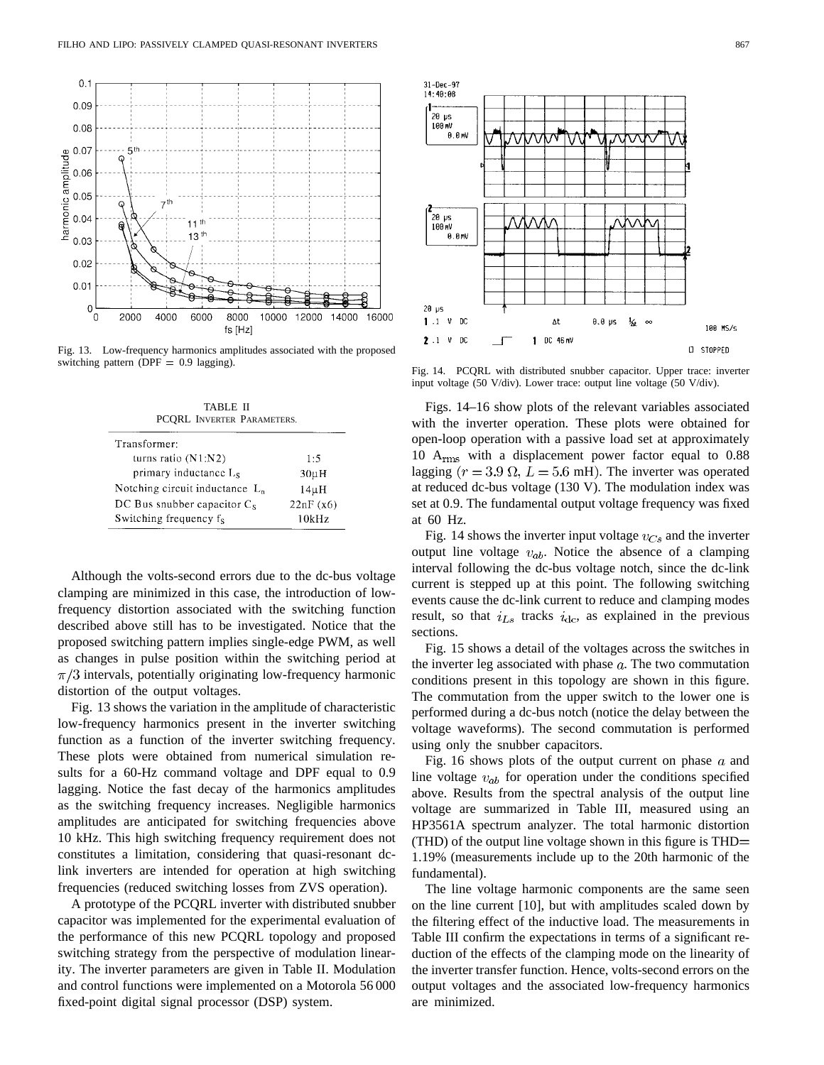Fig. 13. Low-frequency harmonics amplitudes associated with the proposed switching pattern (DPF = 0.9 lagging).

TABLE II
PCQRL INVERTER PARAMETERS.

| Transformer: | |
|---|---|
| turns ratio (N1:N2) | 1:5 |
| primary inductance $L_S$ | 30μH |
| Notching circuit inductance $L_n$ | 14μH |
| DC Bus snubber capacitor $C_S$ | 22nF (x6) |
| Switching frequency $f_S$ | 10kHz |

Although the volts-second errors due to the dc-bus voltage clamping are minimized in this case, the introduction of low-frequency distortion associated with the switching function described above still has to be investigated. Notice that the proposed switching pattern implies single-edge PWM, as well as changes in pulse position within the switching period at $\pi/3$ intervals, potentially originating low-frequency harmonic distortion of the output voltages.

Fig. 13 shows the variation in the amplitude of characteristic low-frequency harmonics present in the inverter switching function as a function of the inverter switching frequency. These plots were obtained from numerical simulation results for a 60-Hz command voltage and DPF equal to 0.9 lagging. Notice the fast decay of the harmonics amplitudes as the switching frequency increases. Negligible harmonics amplitudes are anticipated for switching frequencies above 10 kHz. This high switching frequency requirement does not constitutes a limitation, considering that quasi-resonant dc-link inverters are intended for operation at high switching frequencies (reduced switching losses from ZVS operation).

A prototype of the PCQRL inverter with distributed snubber capacitor was implemented for the experimental evaluation of the performance of this new PCQRL topology and proposed switching strategy from the perspective of modulation linearity. The inverter parameters are given in Table II. Modulation and control functions were implemented on a Motorola 56 000 fixed-point digital signal processor (DSP) system.

Fig. 14. PCQRL with distributed snubber capacitor. Upper trace: inverter input voltage (50 V/div). Lower trace: output line voltage (50 V/div).

Figs. 14–16 show plots of the relevant variables associated with the inverter operation. These plots were obtained for open-loop operation with a passive load set at approximately 10 $A_{rms}$ with a displacement power factor equal to 0.88 lagging ($r = 3.9\ \Omega$, $L = 5.6$ mH). The inverter was operated at reduced dc-bus voltage (130 V). The modulation index was set at 0.9. The fundamental output voltage frequency was fixed at 60 Hz.

Fig. 14 shows the inverter input voltage $v_{Cs}$ and the inverter output line voltage $v_{ab}$. Notice the absence of a clamping interval following the dc-bus voltage notch, since the dc-link current is stepped up at this point. The following switching events cause the dc-link current to reduce and clamping modes result, so that $i_{Ls}$ tracks $i_{dc}$, as explained in the previous sections.

Fig. 15 shows a detail of the voltages across the switches in the inverter leg associated with phase $a$. The two commutation conditions present in this topology are shown in this figure. The commutation from the upper switch to the lower one is performed during a dc-bus notch (notice the delay between the voltage waveforms). The second commutation is performed using only the snubber capacitors.

Fig. 16 shows plots of the output current on phase $a$ and line voltage $v_{ab}$ for operation under the conditions specified above. Results from the spectral analysis of the output line voltage are summarized in Table III, measured using an HP3561A spectrum analyzer. The total harmonic distortion (THD) of the output line voltage shown in this figure is THD= 1.19% (measurements include up to the 20th harmonic of the fundamental).

The line voltage harmonic components are the same seen on the line current [10], but with amplitudes scaled down by the filtering effect of the inductive load. The measurements in Table III confirm the expectations in terms of a significant reduction of the effects of the clamping mode on the linearity of the inverter transfer function. Hence, volts-second errors on the output voltages and the associated low-frequency harmonics are minimized.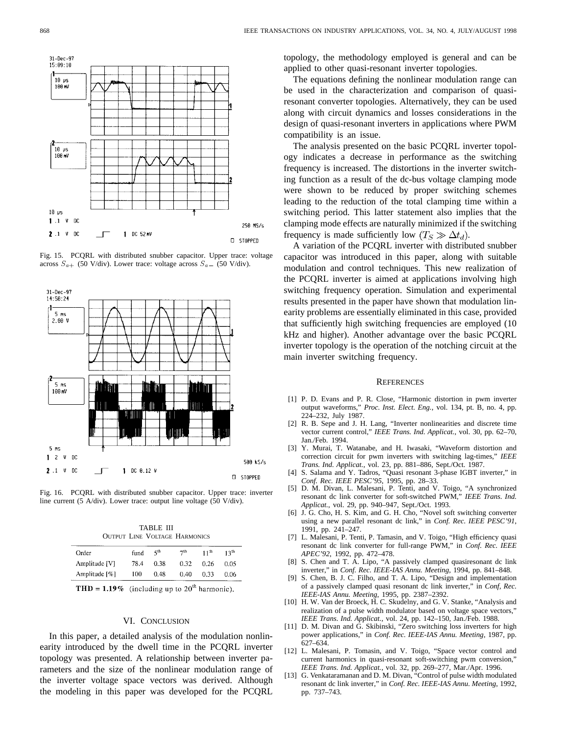Fig. 15. PCQRL with distributed snubber capacitor. Upper trace: voltage across $S_{a+}$ (50 V/div). Lower trace: voltage across $S_{a-}$ (50 V/div).

Fig. 16. PCQRL with distributed snubber capacitor. Upper trace: inverter line current (5 A/div). Lower trace: output line voltage (50 V/div).

TABLE III
OUTPUT LINE VOLTAGE HARMONICS

| Order | fund | $5^{th}$ | $7^{th}$ | $11^{th}$ | $13^{th}$ |
|---|---|---|---|---|---|
| Amplitude [V] | 78.4 | 0.38 | 0.32 | 0.26 | 0.05 |
| Amplitude [%] | 100 | 0.48 | 0.40 | 0.33 | 0.06 |

**THD = 1.19%** (including up to $20^{th}$ harmonic).

## VI. Conclusion

In this paper, a detailed analysis of the modulation nonlinearity introduced by the dwell time in the PCQRL inverter topology was presented. A relationship between inverter parameters and the size of the nonlinear modulation range of the inverter voltage space vectors was derived. Although the modeling in this paper was developed for the PCQRL topology, the methodology employed is general and can be applied to other quasi-resonant inverter topologies.

The equations defining the nonlinear modulation range can be used in the characterization and comparison of quasi-resonant converter topologies. Alternatively, they can be used along with circuit dynamics and losses considerations in the design of quasi-resonant inverters in applications where PWM compatibility is an issue.

The analysis presented on the basic PCQRL inverter topology indicates a decrease in performance as the switching frequency is increased. The distortions in the inverter switching function as a result of the dc-bus voltage clamping mode were shown to be reduced by proper switching schemes leading to the reduction of the total clamping time within a switching period. This latter statement also implies that the clamping mode effects are naturally minimized if the switching frequency is made sufficiently low $(T_S \gg \Delta t_d)$.

A variation of the PCQRL inverter with distributed snubber capacitor was introduced in this paper, along with suitable modulation and control techniques. This new realization of the PCQRL inverter is aimed at applications involving high switching frequency operation. Simulation and experimental results presented in the paper have shown that modulation linearity problems are essentially eliminated in this case, provided that sufficiently high switching frequencies are employed (10 kHz and higher). Another advantage over the basic PCQRL inverter topology is the operation of the notching circuit at the main inverter switching frequency.

## References

[1] P. D. Evans and P. R. Close, "Harmonic distortion in pwm inverter output waveforms," *Proc. Inst. Elect. Eng.*, vol. 134, pt. B, no. 4, pp. 224–232, July 1987.

[2] R. B. Sepe and J. H. Lang, "Inverter nonlinearities and discrete time vector current control," *IEEE Trans. Ind. Applicat.*, vol. 30, pp. 62–70, Jan./Feb. 1994.

[3] Y. Murai, T. Watanabe, and H. Iwasaki, "Waveform distortion and correction circuit for pwm inverters with switching lag-times," *IEEE Trans. Ind. Applicat.*, vol. 23, pp. 881–886, Sept./Oct. 1987.

[4] S. Salama and Y. Tadros, "Quasi resonant 3-phase IGBT inverter," in *Conf. Rec. IEEE PESC'95*, 1995, pp. 28–33.

[5] D. M. Divan, L. Malesani, P. Tenti, and V. Toigo, "A synchronized resonant dc link converter for soft-switched PWM," *IEEE Trans. Ind. Applicat.*, vol. 29, pp. 940–947, Sept./Oct. 1993.

[6] J. G. Cho, H. S. Kim, and G. H. Cho, "Novel soft switching converter using a new parallel resonant dc link," in *Conf. Rec. IEEE PESC'91*, 1991, pp. 241–247.

[7] L. Malesani, P. Tenti, P. Tamasin, and V. Toigo, "High efficiency quasi resonant dc link converter for full-range PWM," in *Conf. Rec. IEEE APEC'92*, 1992, pp. 472–478.

[8] S. Chen and T. A. Lipo, "A passively clamped quasiresonant dc link inverter," in *Conf. Rec. IEEE-IAS Annu. Meeting*, 1994, pp. 841–848.

[9] S. Chen, B. J. C. Filho, and T. A. Lipo, "Design and implementation of a passively clamped quasi resonant dc link inverter," in *Conf. Rec. IEEE-IAS Annu. Meeting*, 1995, pp. 2387–2392.

[10] H. W. Van der Broeck, H. C. Skudelny, and G. V. Stanke, "Analysis and realization of a pulse width modulator based on voltage space vectors," *IEEE Trans. Ind. Applicat.*, vol. 24, pp. 142–150, Jan./Feb. 1988.

[11] D. M. Divan and G. Skibinski, "Zero switching loss inverters for high power applications," in *Conf. Rec. IEEE-IAS Annu. Meeting*, 1987, pp. 627–634.

[12] L. Malesani, P. Tomasin, and V. Toigo, "Space vector control and current harmonics in quasi-resonant soft-switching pwm conversion," *IEEE Trans. Ind. Applicat.*, vol. 32, pp. 269–277, Mar./Apr. 1996.

[13] G. Venkataramanan and D. M. Divan, "Control of pulse width modulated resonant dc link inverter," in *Conf. Rec. IEEE-IAS Annu. Meeting*, 1992, pp. 737–743.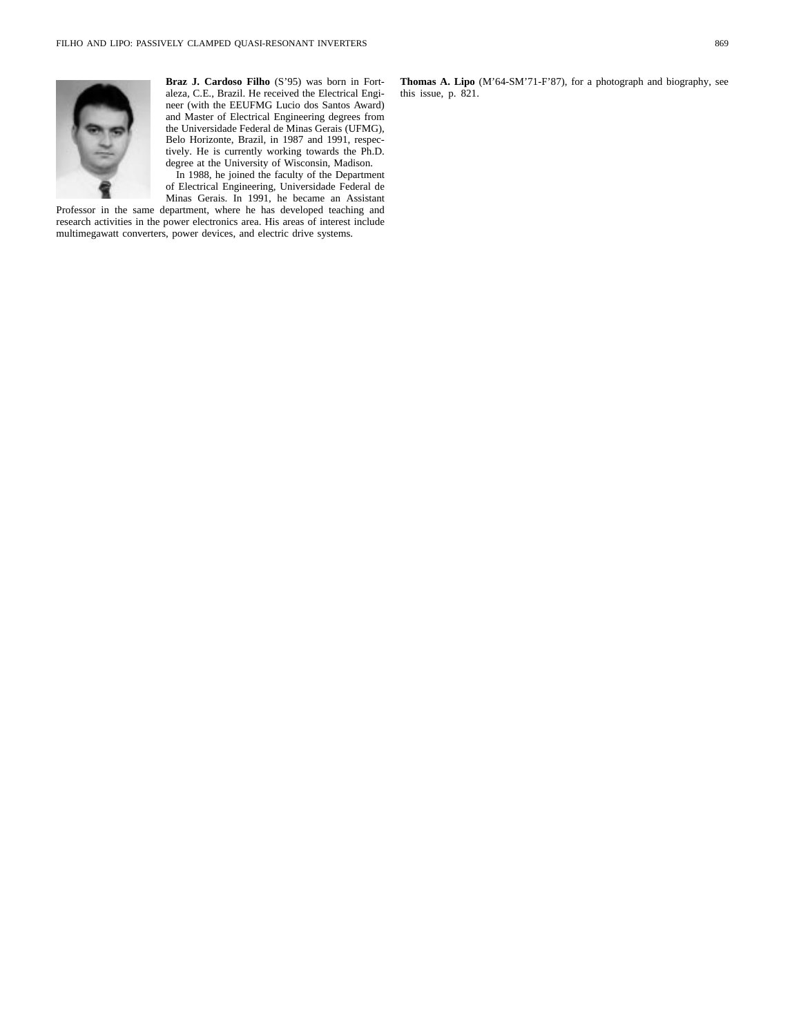**Braz J. Cardoso Filho** (S'95) was born in Fortaleza, C.E., Brazil. He received the Electrical Engineer (with the EEUFMG Lucio dos Santos Award) and Master of Electrical Engineering degrees from the Universidade Federal de Minas Gerais (UFMG), Belo Horizonte, Brazil, in 1987 and 1991, respectively. He is currently working towards the Ph.D. degree at the University of Wisconsin, Madison.

In 1988, he joined the faculty of the Department of Electrical Engineering, Universidade Federal de Minas Gerais. In 1991, he became an Assistant Professor in the same department, where he has developed teaching and research activities in the power electronics area. His areas of interest include multimegawatt converters, power devices, and electric drive systems.

**Thomas A. Lipo** (M'64-SM'71-F'87), for a photograph and biography, see this issue, p. 821.